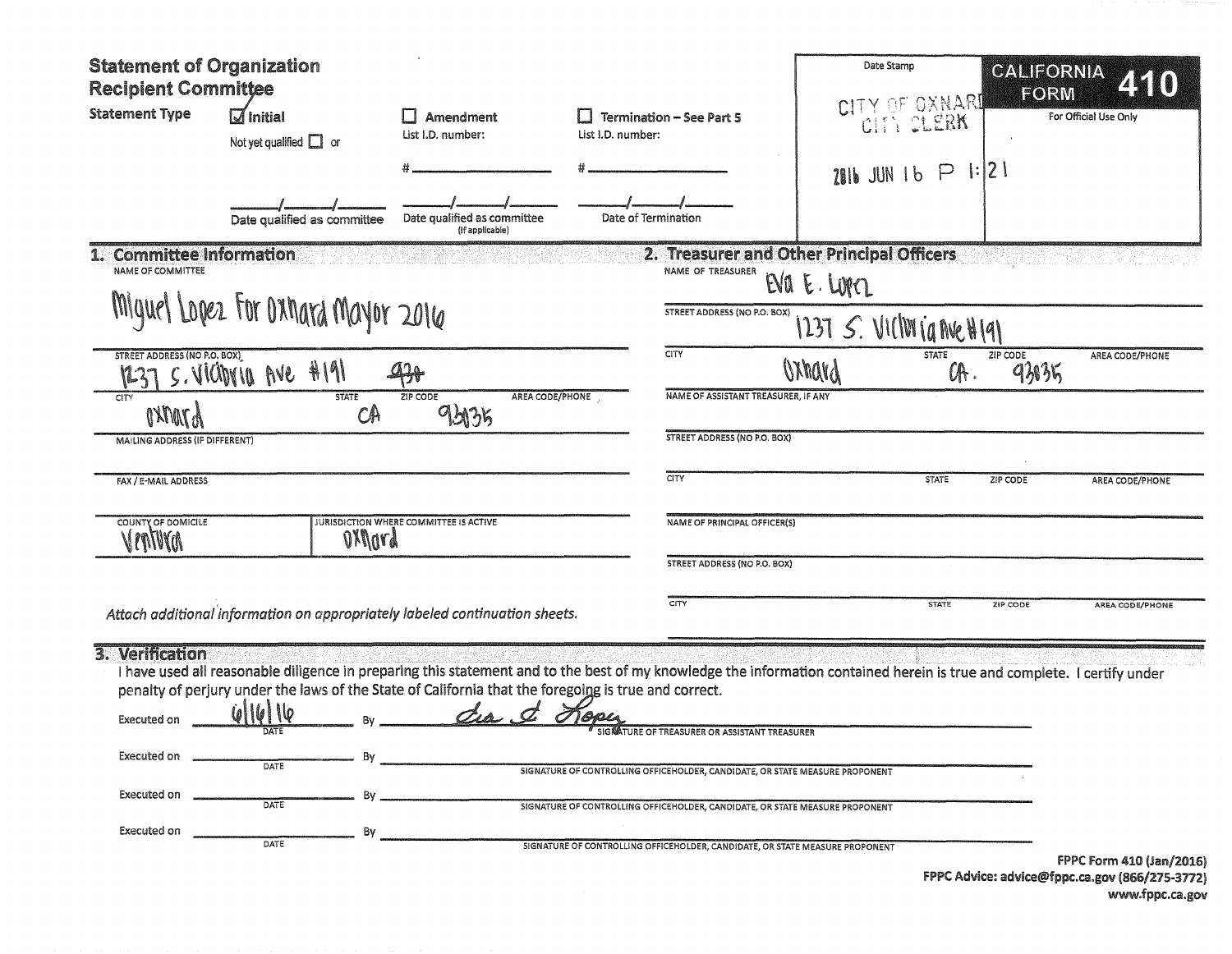# Statement of Organization
## Recipient Committee

**CALIFORNIA FORM 410**

For Official Use Only

Date Stamp

CITY OF OXNARD
CITY CLERK

2016 JUN 16 P 1:21

**Statement Type**

- [x] **Initial** — Not yet qualified [ ] or ___/___/___ Date qualified as committee
- [ ] **Amendment** — List I.D. number: # ______ ___/___/___ Date qualified as committee (If applicable)
- [ ] **Termination – See Part 5** — List I.D. number: # ______ ___/___/___ Date of Termination

## 1. Committee Information

NAME OF COMMITTEE: Miguel Lopez For Oxnard Mayor 2016

STREET ADDRESS (NO P.O. BOX): 1237 S. Victoria Ave #191 ~~93~~

| CITY | STATE | ZIP CODE | AREA CODE/PHONE |
|---|---|---|---|
| Oxnard | CA | 93035 | |

MAILING ADDRESS (IF DIFFERENT):

FAX / E-MAIL ADDRESS:

| COUNTY OF DOMICILE | JURISDICTION WHERE COMMITTEE IS ACTIVE |
|---|---|
| Ventura | Oxnard |

*Attach additional information on appropriately labeled continuation sheets.*

## 2. Treasurer and Other Principal Officers

NAME OF TREASURER: Eva E. Lopez

STREET ADDRESS (NO P.O. BOX): 1237 S. Victoria Ave #191

| CITY | STATE | ZIP CODE | AREA CODE/PHONE |
|---|---|---|---|
| Oxnard | CA. | 93035 | |

NAME OF ASSISTANT TREASURER, IF ANY:

STREET ADDRESS (NO P.O. BOX):

| CITY | STATE | ZIP CODE | AREA CODE/PHONE |
|---|---|---|---|
| | | | |

NAME OF PRINCIPAL OFFICER(S):

STREET ADDRESS (NO P.O. BOX):

| CITY | STATE | ZIP CODE | AREA CODE/PHONE |
|---|---|---|---|
| | | | |

## 3. Verification

I have used all reasonable diligence in preparing this statement and to the best of my knowledge the information contained herein is true and complete. I certify under penalty of perjury under the laws of the State of California that the foregoing is true and correct.

Executed on 6/16/16 (DATE) By *Eva E. Lopez* — SIGNATURE OF TREASURER OR ASSISTANT TREASURER

Executed on ________ (DATE) By ________ — SIGNATURE OF CONTROLLING OFFICEHOLDER, CANDIDATE, OR STATE MEASURE PROPONENT

Executed on ________ (DATE) By ________ — SIGNATURE OF CONTROLLING OFFICEHOLDER, CANDIDATE, OR STATE MEASURE PROPONENT

Executed on ________ (DATE) By ________ — SIGNATURE OF CONTROLLING OFFICEHOLDER, CANDIDATE, OR STATE MEASURE PROPONENT

**FPPC Form 410 (Jan/2016)**
**FPPC Advice: advice@fppc.ca.gov (866/275-3772)**
**www.fppc.ca.gov**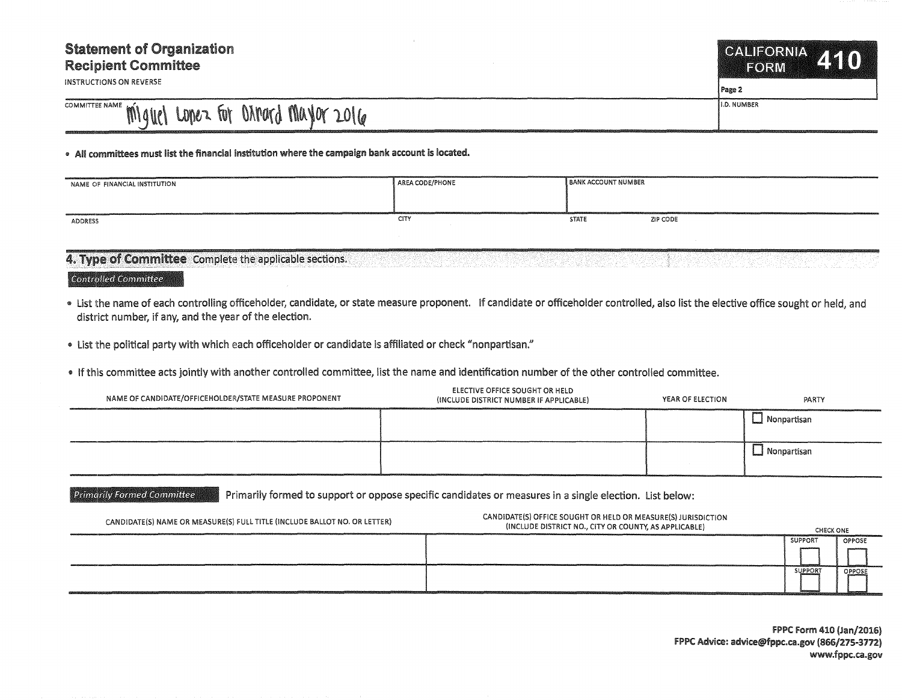# Statement of Organization
## Recipient Committee

INSTRUCTIONS ON REVERSE

**CALIFORNIA FORM 410**

Page 2

| COMMITTEE NAME | I.D. NUMBER |
|---|---|
| Miguel Lopez for Oxnard Mayor 2016 | |

- **All committees must list the financial institution where the campaign bank account is located.**

| NAME OF FINANCIAL INSTITUTION | AREA CODE/PHONE | BANK ACCOUNT NUMBER | |
|---|---|---|---|
| | | | |
| **ADDRESS** | **CITY** | **STATE** | **ZIP CODE** |
| | | | |

## 4. Type of Committee
Complete the applicable sections.

### *Controlled Committee*

- List the name of each controlling officeholder, candidate, or state measure proponent. If candidate or officeholder controlled, also list the elective office sought or held, and district number, if any, and the year of the election.
- List the political party with which each officeholder or candidate is affiliated or check "nonpartisan."
- If this committee acts jointly with another controlled committee, list the name and identification number of the other controlled committee.

| NAME OF CANDIDATE/OFFICEHOLDER/STATE MEASURE PROPONENT | ELECTIVE OFFICE SOUGHT OR HELD (INCLUDE DISTRICT NUMBER IF APPLICABLE) | YEAR OF ELECTION | PARTY |
|---|---|---|---|
| | | | ☐ Nonpartisan |
| | | | ☐ Nonpartisan |

### *Primarily Formed Committee*

Primarily formed to support or oppose specific candidates or measures in a single election. List below:

| CANDIDATE(S) NAME OR MEASURE(S) FULL TITLE (INCLUDE BALLOT NO. OR LETTER) | CANDIDATE(S) OFFICE SOUGHT OR HELD OR MEASURE(S) JURISDICTION (INCLUDE DISTRICT NO., CITY OR COUNTY, AS APPLICABLE) | CHECK ONE | |
|---|---|---|---|
| | | SUPPORT ☐ | OPPOSE ☐ |
| | | SUPPORT ☐ | OPPOSE ☐ |

**FPPC Form 410 (Jan/2016)**
**FPPC Advice: advice@fppc.ca.gov (866/275-3772)**
**www.fppc.ca.gov**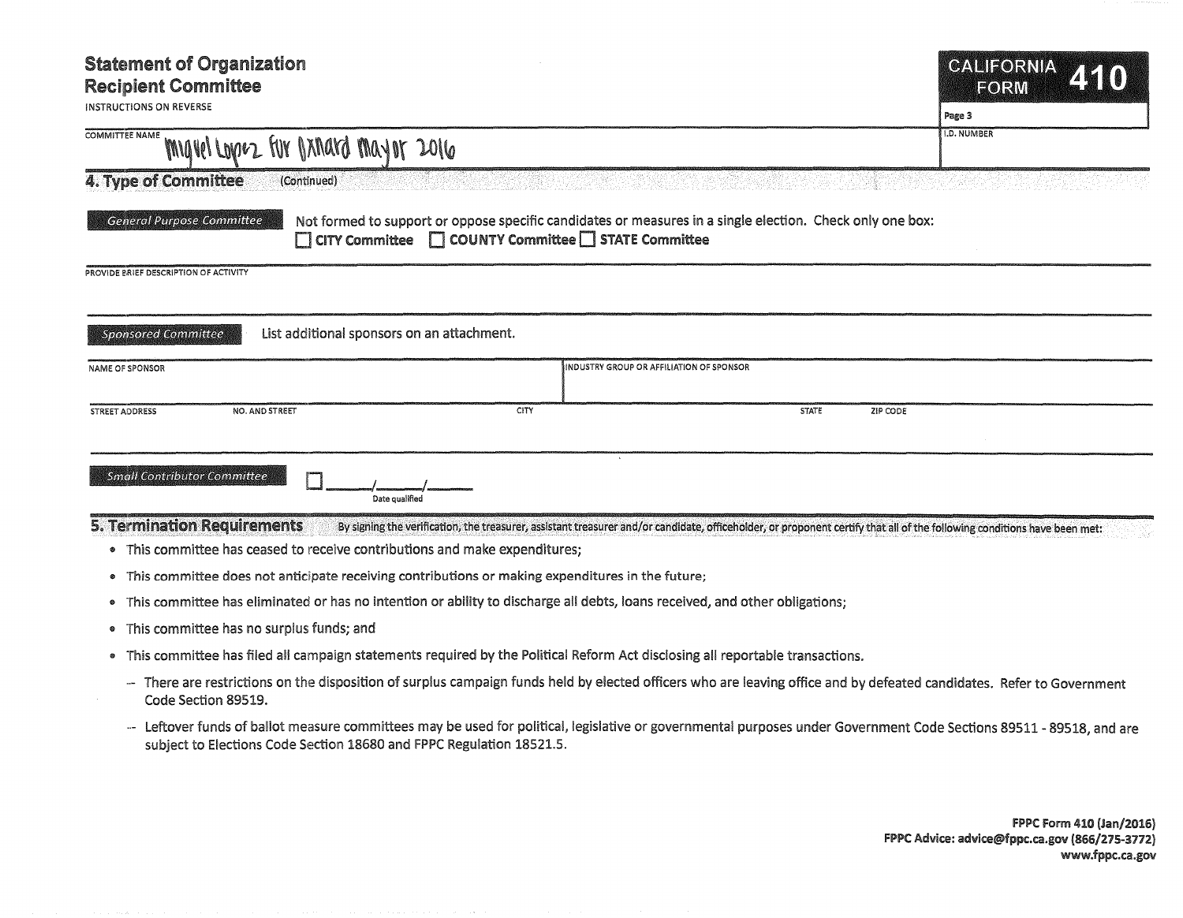# Statement of Organization
## Recipient Committee

INSTRUCTIONS ON REVERSE

**CALIFORNIA FORM 410**

COMMITTEE NAME: Miguel Lopez for Oxnard Mayor 2016

I.D. NUMBER:

## 4. Type of Committee (Continued)

**General Purpose Committee**

Not formed to support or oppose specific candidates or measures in a single election. Check only one box:

☐ **CITY Committee** ☐ **COUNTY Committee** ☐ **STATE Committee**

PROVIDE BRIEF DESCRIPTION OF ACTIVITY

**Sponsored Committee**

List additional sponsors on an attachment.

| NAME OF SPONSOR | INDUSTRY GROUP OR AFFILIATION OF SPONSOR |
|---|---|
| | |

| STREET ADDRESS | NO. AND STREET | CITY | STATE | ZIP CODE |
|---|---|---|---|---|
| | | | | |

**Small Contributor Committee**

☐ \_\_\_\_/\_\_\_\_/\_\_\_\_
Date qualified

## 5. Termination Requirements

By signing the verification, the treasurer, assistant treasurer and/or candidate, officeholder, or proponent certify that all of the following conditions have been met:

- This committee has ceased to receive contributions and make expenditures;
- This committee does not anticipate receiving contributions or making expenditures in the future;
- This committee has eliminated or has no intention or ability to discharge all debts, loans received, and other obligations;
- This committee has no surplus funds; and
- This committee has filed all campaign statements required by the Political Reform Act disclosing all reportable transactions.
  - There are restrictions on the disposition of surplus campaign funds held by elected officers who are leaving office and by defeated candidates. Refer to Government Code Section 89519.
  - Leftover funds of ballot measure committees may be used for political, legislative or governmental purposes under Government Code Sections 89511 - 89518, and are subject to Elections Code Section 18680 and FPPC Regulation 18521.5.

**FPPC Form 410 (Jan/2016)**
**FPPC Advice: advice@fppc.ca.gov (866/275-3772)**
**www.fppc.ca.gov**